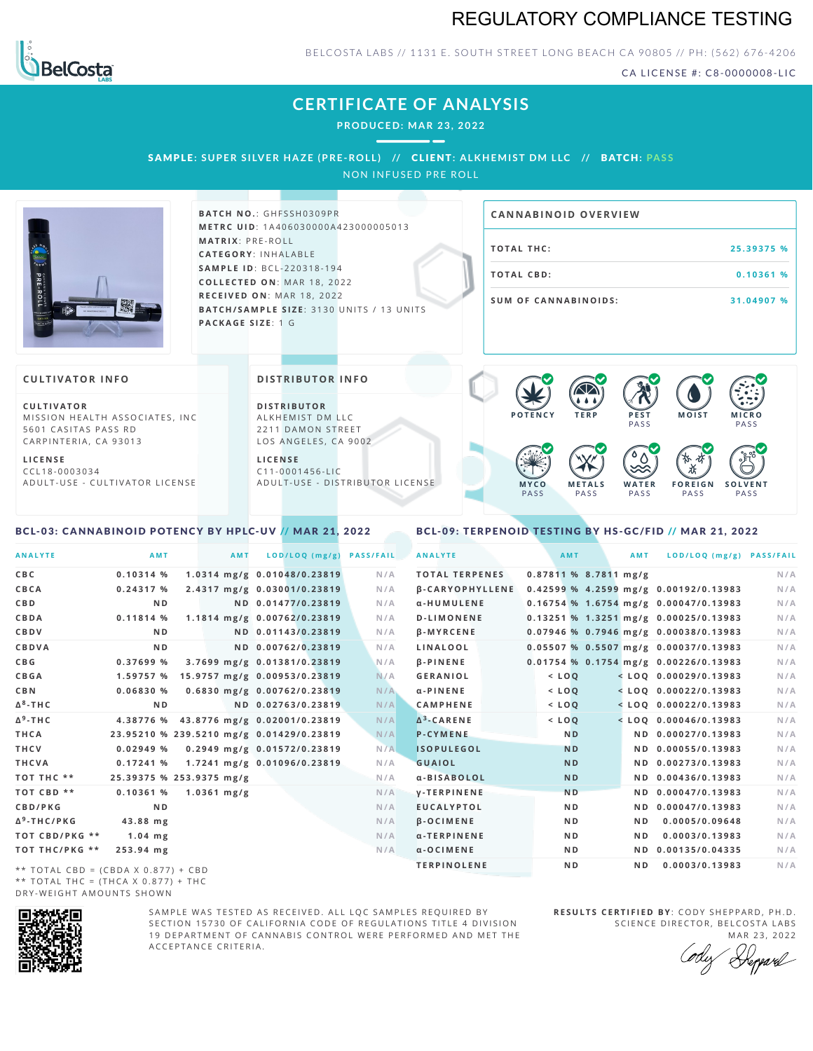# REGULATORY COMPLIANCE TESTING

BELCOSTA LABS // 1131 E. SOUTH STREET LONG BEACH CA 90805 // PH: (562) 676-4206

CA LICENSE #: C8-0000008-LIC

## CERTIFICATE OF ANALYSIS

**PRODUCED: MAR 23, 2022**

**SAMPLE:** SUPER SILVER HAZE (PRE-ROLL) // **CLIENT:** ALKHEMIST DM LLC // **BATCH:** PASS

NON INFUSED PRE ROLL

**BATCH NO.**: GHFSSH0309PR
**METRC UID**: 1A406030000A423000005013
**MATRIX**: PRE-ROLL
**CATEGORY**: INHALABLE
**SAMPLE ID**: BCL-220318-194
**COLLECTED ON**: MAR 18, 2022
**RECEIVED ON**: MAR 18, 2022
**BATCH/SAMPLE SIZE**: 3130 UNITS / 13 UNITS
**PACKAGE SIZE**: 1 G

### CANNABINOID OVERVIEW

| | |
|---|---|
| TOTAL THC: | 25.39375 % |
| TOTAL CBD: | 0.10361 % |
| SUM OF CANNABINOIDS: | 31.04907 % |

### CULTIVATOR INFO

**CULTIVATOR**
MISSION HEALTH ASSOCIATES, INC
5601 CASITAS PASS RD
CARPINTERIA, CA 93013

**LICENSE**
CCL18-0003034
ADULT-USE - CULTIVATOR LICENSE

### DISTRIBUTOR INFO

**DISTRIBUTOR**
ALKHEMIST DM LLC
2211 DAMON STREET
LOS ANGELES, CA 9002

**LICENSE**
C11-0001456-LIC
ADULT-USE - DISTRIBUTOR LICENSE

POTENCY | TERP | PEST PASS | MOIST | MICRO PASS | MYCO PASS | METALS PASS | WATER PASS | FOREIGN PASS | SOLVENT PASS

### BCL-03: CANNABINOID POTENCY BY HPLC-UV // MAR 21, 2022

| ANALYTE | AMT | AMT | LOD/LOQ (mg/g) | PASS/FAIL |
|---|---|---|---|---|
| CBC | 0.10314 % | 1.0314 mg/g | 0.01048/0.23819 | N/A |
| CBCA | 0.24317 % | 2.4317 mg/g | 0.03001/0.23819 | N/A |
| CBD | ND | ND | 0.01477/0.23819 | N/A |
| CBDA | 0.11814 % | 1.1814 mg/g | 0.00762/0.23819 | N/A |
| CBDV | ND | ND | 0.01143/0.23819 | N/A |
| CBDVA | ND | ND | 0.00762/0.23819 | N/A |
| CBG | 0.37699 % | 3.7699 mg/g | 0.01381/0.23819 | N/A |
| CBGA | 1.59757 % | 15.9757 mg/g | 0.00953/0.23819 | N/A |
| CBN | 0.06830 % | 0.6830 mg/g | 0.00762/0.23819 | N/A |
| Δ8-THC | ND | ND | 0.02763/0.23819 | N/A |
| Δ9-THC | 4.38776 % | 43.8776 mg/g | 0.02001/0.23819 | N/A |
| THCA | 23.95210 % | 239.5210 mg/g | 0.01429/0.23819 | N/A |
| THCV | 0.02949 % | 0.2949 mg/g | 0.01572/0.23819 | N/A |
| THCVA | 0.17241 % | 1.7241 mg/g | 0.01096/0.23819 | N/A |
| TOT THC ** | 25.39375 % | 253.9375 mg/g | | N/A |
| TOT CBD ** | 0.10361 % | 1.0361 mg/g | | N/A |
| CBD/PKG | ND | | | N/A |
| Δ9-THC/PKG | 43.88 mg | | | N/A |
| TOT CBD/PKG ** | 1.04 mg | | | N/A |
| TOT THC/PKG ** | 253.94 mg | | | N/A |

** TOTAL CBD = (CBDA X 0.877) + CBD
** TOTAL THC = (THCA X 0.877) + THC
DRY-WEIGHT AMOUNTS SHOWN

### BCL-09: TERPENOID TESTING BY HS-GC/FID // MAR 21, 2022

| ANALYTE | AMT | AMT | LOD/LOQ (mg/g) | PASS/FAIL |
|---|---|---|---|---|
| TOTAL TERPENES | 0.87811 % | 8.7811 mg/g | | N/A |
| β-CARYOPHYLLENE | 0.42599 % | 4.2599 mg/g | 0.00192/0.13983 | N/A |
| α-HUMULENE | 0.16754 % | 1.6754 mg/g | 0.00047/0.13983 | N/A |
| D-LIMONENE | 0.13251 % | 1.3251 mg/g | 0.00025/0.13983 | N/A |
| β-MYRCENE | 0.07946 % | 0.7946 mg/g | 0.00038/0.13983 | N/A |
| LINALOOL | 0.05507 % | 0.5507 mg/g | 0.00037/0.13983 | N/A |
| β-PINENE | 0.01754 % | 0.1754 mg/g | 0.00226/0.13983 | N/A |
| GERANIOL | < LOQ | < LOQ | 0.00029/0.13983 | N/A |
| α-PINENE | < LOQ | < LOQ | 0.00022/0.13983 | N/A |
| CAMPHENE | < LOQ | < LOQ | 0.00022/0.13983 | N/A |
| Δ3-CARENE | < LOQ | < LOQ | 0.00046/0.13983 | N/A |
| P-CYMENE | ND | ND | 0.00027/0.13983 | N/A |
| ISOPULEGOL | ND | ND | 0.00055/0.13983 | N/A |
| GUAIOL | ND | ND | 0.00273/0.13983 | N/A |
| α-BISABOLOL | ND | ND | 0.00436/0.13983 | N/A |
| γ-TERPINENE | ND | ND | 0.00047/0.13983 | N/A |
| EUCALYPTOL | ND | ND | 0.00047/0.13983 | N/A |
| β-OCIMENE | ND | ND | 0.0005/0.09648 | N/A |
| α-TERPINENE | ND | ND | 0.0003/0.13983 | N/A |
| α-OCIMENE | ND | ND | 0.00135/0.04335 | N/A |
| TERPINOLENE | ND | ND | 0.0003/0.13983 | N/A |

SAMPLE WAS TESTED AS RECEIVED. ALL LQC SAMPLES REQUIRED BY SECTION 15730 OF CALIFORNIA CODE OF REGULATIONS TITLE 4 DIVISION 19 DEPARTMENT OF CANNABIS CONTROL WERE PERFORMED AND MET THE ACCEPTANCE CRITERIA.

**RESULTS CERTIFIED BY**: CODY SHEPPARD, PH.D.
SCIENCE DIRECTOR, BELCOSTA LABS
MAR 23, 2022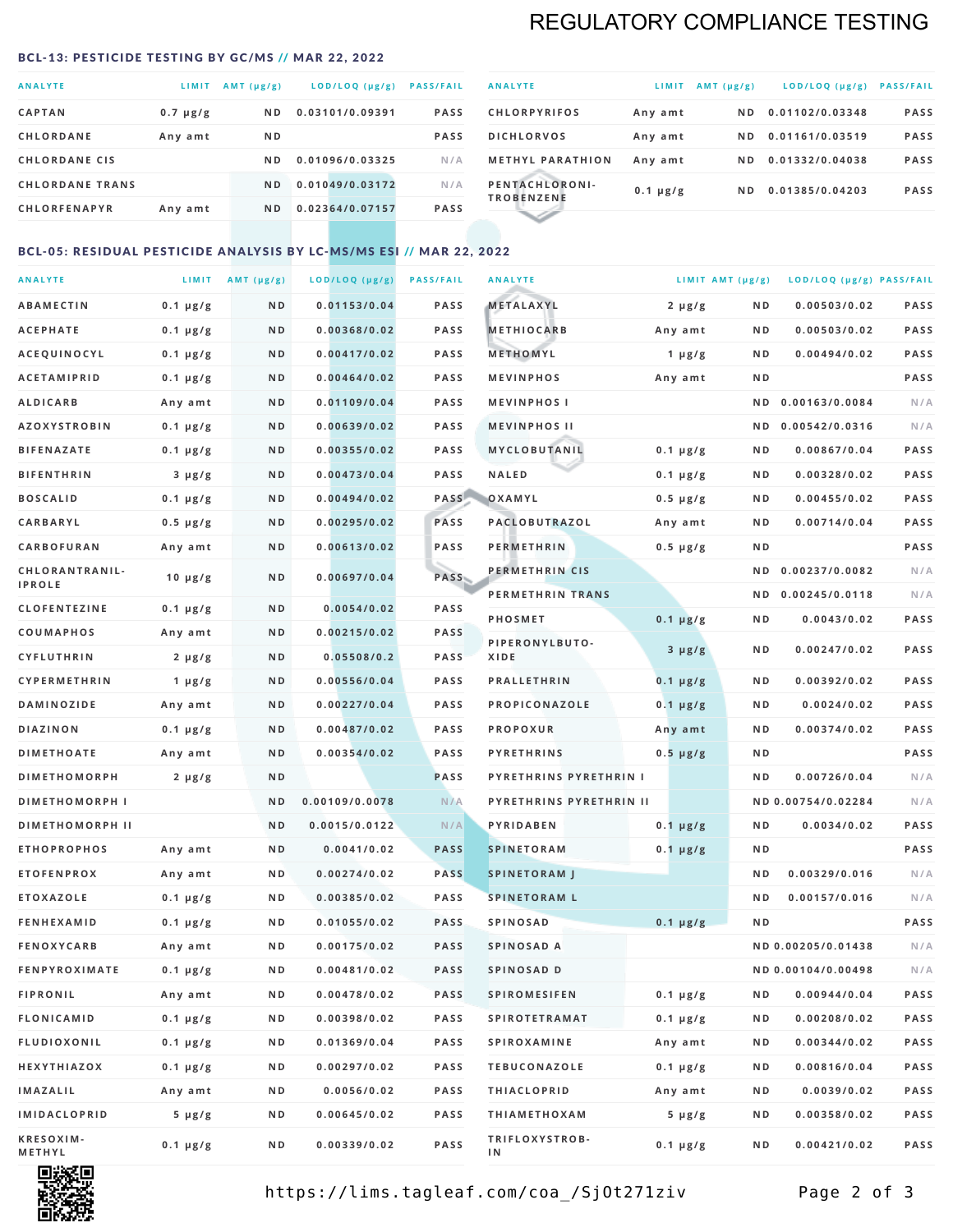# REGULATORY COMPLIANCE TESTING

### BCL-13: PESTICIDE TESTING BY GC/MS // MAR 22, 2022

| ANALYTE | LIMIT | AMT (µg/g) | LOD/LOQ (µg/g) | PASS/FAIL |
|---|---|---|---|---|
| CAPTAN | 0.7 µg/g | ND | 0.03101/0.09391 | PASS |
| CHLORDANE | Any amt | ND | | PASS |
| CHLORDANE CIS | | ND | 0.01096/0.03325 | N/A |
| CHLORDANE TRANS | | ND | 0.01049/0.03172 | N/A |
| CHLORFENAPYR | Any amt | ND | 0.02364/0.07157 | PASS |
| CHLORPYRIFOS | Any amt | ND | 0.01102/0.03348 | PASS |
| DICHLORVOS | Any amt | ND | 0.01161/0.03519 | PASS |
| METHYL PARATHION | Any amt | ND | 0.01332/0.04038 | PASS |
| PENTACHLORONITROBENZENE | 0.1 µg/g | ND | 0.01385/0.04203 | PASS |

### BCL-05: RESIDUAL PESTICIDE ANALYSIS BY LC-MS/MS ESI // MAR 22, 2022

| ANALYTE | LIMIT | AMT (µg/g) | LOD/LOQ (µg/g) | PASS/FAIL |
|---|---|---|---|---|
| ABAMECTIN | 0.1 µg/g | ND | 0.01153/0.04 | PASS |
| ACEPHATE | 0.1 µg/g | ND | 0.00368/0.02 | PASS |
| ACEQUINOCYL | 0.1 µg/g | ND | 0.00417/0.02 | PASS |
| ACETAMIPRID | 0.1 µg/g | ND | 0.00464/0.02 | PASS |
| ALDICARB | Any amt | ND | 0.01109/0.04 | PASS |
| AZOXYSTROBIN | 0.1 µg/g | ND | 0.00639/0.02 | PASS |
| BIFENAZATE | 0.1 µg/g | ND | 0.00355/0.02 | PASS |
| BIFENTHRIN | 3 µg/g | ND | 0.00473/0.04 | PASS |
| BOSCALID | 0.1 µg/g | ND | 0.00494/0.02 | PASS |
| CARBARYL | 0.5 µg/g | ND | 0.00295/0.02 | PASS |
| CARBOFURAN | Any amt | ND | 0.00613/0.02 | PASS |
| CHLORANTRANILIPROLE | 10 µg/g | ND | 0.00697/0.04 | PASS |
| CLOFENTEZINE | 0.1 µg/g | ND | 0.0054/0.02 | PASS |
| COUMAPHOS | Any amt | ND | 0.00215/0.02 | PASS |
| CYFLUTHRIN | 2 µg/g | ND | 0.05508/0.2 | PASS |
| CYPERMETHRIN | 1 µg/g | ND | 0.00556/0.04 | PASS |
| DAMINOZIDE | Any amt | ND | 0.00227/0.04 | PASS |
| DIAZINON | 0.1 µg/g | ND | 0.00487/0.02 | PASS |
| DIMETHOATE | Any amt | ND | 0.00354/0.02 | PASS |
| DIMETHOMORPH | 2 µg/g | ND | | PASS |
| DIMETHOMORPH I | | ND | 0.00109/0.0078 | N/A |
| DIMETHOMORPH II | | ND | 0.0015/0.0122 | N/A |
| ETHOPROPHOS | Any amt | ND | 0.0041/0.02 | PASS |
| ETOFENPROX | Any amt | ND | 0.00274/0.02 | PASS |
| ETOXAZOLE | 0.1 µg/g | ND | 0.00385/0.02 | PASS |
| FENHEXAMID | 0.1 µg/g | ND | 0.01055/0.02 | PASS |
| FENOXYCARB | Any amt | ND | 0.00175/0.02 | PASS |
| FENPYROXIMATE | 0.1 µg/g | ND | 0.00481/0.02 | PASS |
| FIPRONIL | Any amt | ND | 0.00478/0.02 | PASS |
| FLONICAMID | 0.1 µg/g | ND | 0.00398/0.02 | PASS |
| FLUDIOXONIL | 0.1 µg/g | ND | 0.01369/0.04 | PASS |
| HEXYTHIAZOX | 0.1 µg/g | ND | 0.00297/0.02 | PASS |
| IMAZALIL | Any amt | ND | 0.0056/0.02 | PASS |
| IMIDACLOPRID | 5 µg/g | ND | 0.00645/0.02 | PASS |
| KRESOXIM-METHYL | 0.1 µg/g | ND | 0.00339/0.02 | PASS |
| METALAXYL | 2 µg/g | ND | 0.00503/0.02 | PASS |
| METHIOCARB | Any amt | ND | 0.00503/0.02 | PASS |
| METHOMYL | 1 µg/g | ND | 0.00494/0.02 | PASS |
| MEVINPHOS | Any amt | ND | | PASS |
| MEVINPHOS I | | ND | 0.00163/0.0084 | N/A |
| MEVINPHOS II | | ND | 0.00542/0.0316 | N/A |
| MYCLOBUTANIL | 0.1 µg/g | ND | 0.00867/0.04 | PASS |
| NALED | 0.1 µg/g | ND | 0.00328/0.02 | PASS |
| OXAMYL | 0.5 µg/g | ND | 0.00455/0.02 | PASS |
| PACLOBUTRAZOL | Any amt | ND | 0.00714/0.04 | PASS |
| PERMETHRIN | 0.5 µg/g | ND | | PASS |
| PERMETHRIN CIS | | ND | 0.00237/0.0082 | N/A |
| PERMETHRIN TRANS | | ND | 0.00245/0.0118 | N/A |
| PHOSMET | 0.1 µg/g | ND | 0.0043/0.02 | PASS |
| PIPERONYLBUTOXIDE | 3 µg/g | ND | 0.00247/0.02 | PASS |
| PRALLETHRIN | 0.1 µg/g | ND | 0.00392/0.02 | PASS |
| PROPICONAZOLE | 0.1 µg/g | ND | 0.0024/0.02 | PASS |
| PROPOXUR | Any amt | ND | 0.00374/0.02 | PASS |
| PYRETHRINS | 0.5 µg/g | ND | | PASS |
| PYRETHRINS PYRETHRIN I | | ND | 0.00726/0.04 | N/A |
| PYRETHRINS PYRETHRIN II | | ND | 0.00754/0.02284 | N/A |
| PYRIDABEN | 0.1 µg/g | ND | 0.0034/0.02 | PASS |
| SPINETORAM | 0.1 µg/g | ND | | PASS |
| SPINETORAM J | | ND | 0.00329/0.016 | N/A |
| SPINETORAM L | | ND | 0.00157/0.016 | N/A |
| SPINOSAD | 0.1 µg/g | ND | | PASS |
| SPINOSAD A | | ND | 0.00205/0.01438 | N/A |
| SPINOSAD D | | ND | 0.00104/0.00498 | N/A |
| SPIROMESIFEN | 0.1 µg/g | ND | 0.00944/0.04 | PASS |
| SPIROTETRAMAT | 0.1 µg/g | ND | 0.00208/0.02 | PASS |
| SPIROXAMINE | Any amt | ND | 0.00344/0.02 | PASS |
| TEBUCONAZOLE | 0.1 µg/g | ND | 0.00816/0.04 | PASS |
| THIACLOPRID | Any amt | ND | 0.0039/0.02 | PASS |
| THIAMETHOXAM | 5 µg/g | ND | 0.00358/0.02 | PASS |
| TRIFLOXYSTROBIN | 0.1 µg/g | ND | 0.00421/0.02 | PASS |

https://lims.tagleaf.com/coa_/SjOt271ziv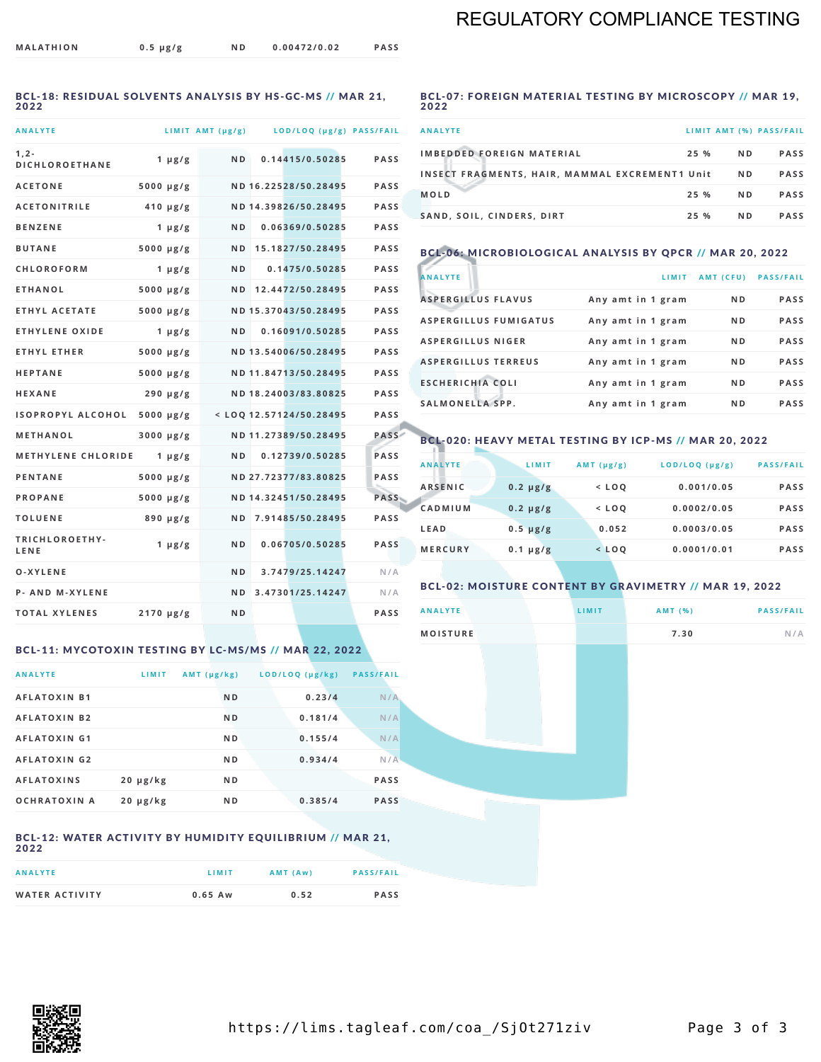# REGULATORY COMPLIANCE TESTING

| | | | | |
|---|---|---|---|---|
| MALATHION | 0.5 µg/g | ND | 0.00472/0.02 | PASS |

## BCL-18: RESIDUAL SOLVENTS ANALYSIS BY HS-GC-MS // MAR 21, 2022

| ANALYTE | LIMIT | AMT (µg/g) | LOD/LOQ (µg/g) | PASS/FAIL |
|---|---|---|---|---|
| 1,2-DICHLOROETHANE | 1 µg/g | ND | 0.14415/0.50285 | PASS |
| ACETONE | 5000 µg/g | ND | 16.22528/50.28495 | PASS |
| ACETONITRILE | 410 µg/g | ND | 14.39826/50.28495 | PASS |
| BENZENE | 1 µg/g | ND | 0.06369/0.50285 | PASS |
| BUTANE | 5000 µg/g | ND | 15.1827/50.28495 | PASS |
| CHLOROFORM | 1 µg/g | ND | 0.1475/0.50285 | PASS |
| ETHANOL | 5000 µg/g | ND | 12.4472/50.28495 | PASS |
| ETHYL ACETATE | 5000 µg/g | ND | 15.37043/50.28495 | PASS |
| ETHYLENE OXIDE | 1 µg/g | ND | 0.16091/0.50285 | PASS |
| ETHYL ETHER | 5000 µg/g | ND | 13.54006/50.28495 | PASS |
| HEPTANE | 5000 µg/g | ND | 11.84713/50.28495 | PASS |
| HEXANE | 290 µg/g | ND | 18.24003/83.80825 | PASS |
| ISOPROPYL ALCOHOL | 5000 µg/g | < LOQ | 12.57124/50.28495 | PASS |
| METHANOL | 3000 µg/g | ND | 11.27389/50.28495 | PASS |
| METHYLENE CHLORIDE | 1 µg/g | ND | 0.12739/0.50285 | PASS |
| PENTANE | 5000 µg/g | ND | 27.72377/83.80825 | PASS |
| PROPANE | 5000 µg/g | ND | 14.32451/50.28495 | PASS |
| TOLUENE | 890 µg/g | ND | 7.91485/50.28495 | PASS |
| TRICHLOROETHYLENE | 1 µg/g | ND | 0.06705/0.50285 | PASS |
| O-XYLENE | | ND | 3.7479/25.14247 | N/A |
| P- AND M-XYLENE | | ND | 3.47301/25.14247 | N/A |
| TOTAL XYLENES | 2170 µg/g | ND | | PASS |

## BCL-11: MYCOTOXIN TESTING BY LC-MS/MS // MAR 22, 2022

| ANALYTE | LIMIT | AMT (µg/kg) | LOD/LOQ (µg/kg) | PASS/FAIL |
|---|---|---|---|---|
| AFLATOXIN B1 | | ND | 0.23/4 | N/A |
| AFLATOXIN B2 | | ND | 0.181/4 | N/A |
| AFLATOXIN G1 | | ND | 0.155/4 | N/A |
| AFLATOXIN G2 | | ND | 0.934/4 | N/A |
| AFLATOXINS | 20 µg/kg | ND | | PASS |
| OCHRATOXIN A | 20 µg/kg | ND | 0.385/4 | PASS |

## BCL-12: WATER ACTIVITY BY HUMIDITY EQUILIBRIUM // MAR 21, 2022

| ANALYTE | LIMIT | AMT (Aw) | PASS/FAIL |
|---|---|---|---|
| WATER ACTIVITY | 0.65 Aw | 0.52 | PASS |

## BCL-07: FOREIGN MATERIAL TESTING BY MICROSCOPY // MAR 19, 2022

| ANALYTE | LIMIT | AMT (%) | PASS/FAIL |
|---|---|---|---|
| IMBEDDED FOREIGN MATERIAL | 25 % | ND | PASS |
| INSECT FRAGMENTS, HAIR, MAMMAL EXCREMENT | 1 Unit | ND | PASS |
| MOLD | 25 % | ND | PASS |
| SAND, SOIL, CINDERS, DIRT | 25 % | ND | PASS |

## BCL-06: MICROBIOLOGICAL ANALYSIS BY QPCR // MAR 20, 2022

| ANALYTE | LIMIT | AMT (CFU) | PASS/FAIL |
|---|---|---|---|
| ASPERGILLUS FLAVUS | Any amt in 1 gram | ND | PASS |
| ASPERGILLUS FUMIGATUS | Any amt in 1 gram | ND | PASS |
| ASPERGILLUS NIGER | Any amt in 1 gram | ND | PASS |
| ASPERGILLUS TERREUS | Any amt in 1 gram | ND | PASS |
| ESCHERICHIA COLI | Any amt in 1 gram | ND | PASS |
| SALMONELLA SPP. | Any amt in 1 gram | ND | PASS |

## BCL-020: HEAVY METAL TESTING BY ICP-MS // MAR 20, 2022

| ANALYTE | LIMIT | AMT (µg/g) | LOD/LOQ (µg/g) | PASS/FAIL |
|---|---|---|---|---|
| ARSENIC | 0.2 µg/g | < LOQ | 0.001/0.05 | PASS |
| CADMIUM | 0.2 µg/g | < LOQ | 0.0002/0.05 | PASS |
| LEAD | 0.5 µg/g | 0.052 | 0.0003/0.05 | PASS |
| MERCURY | 0.1 µg/g | < LOQ | 0.0001/0.01 | PASS |

## BCL-02: MOISTURE CONTENT BY GRAVIMETRY // MAR 19, 2022

| ANALYTE | LIMIT | AMT (%) | PASS/FAIL |
|---|---|---|---|
| MOISTURE | | 7.30 | N/A |

https://lims.tagleaf.com/coa_/Sj0t271ziv